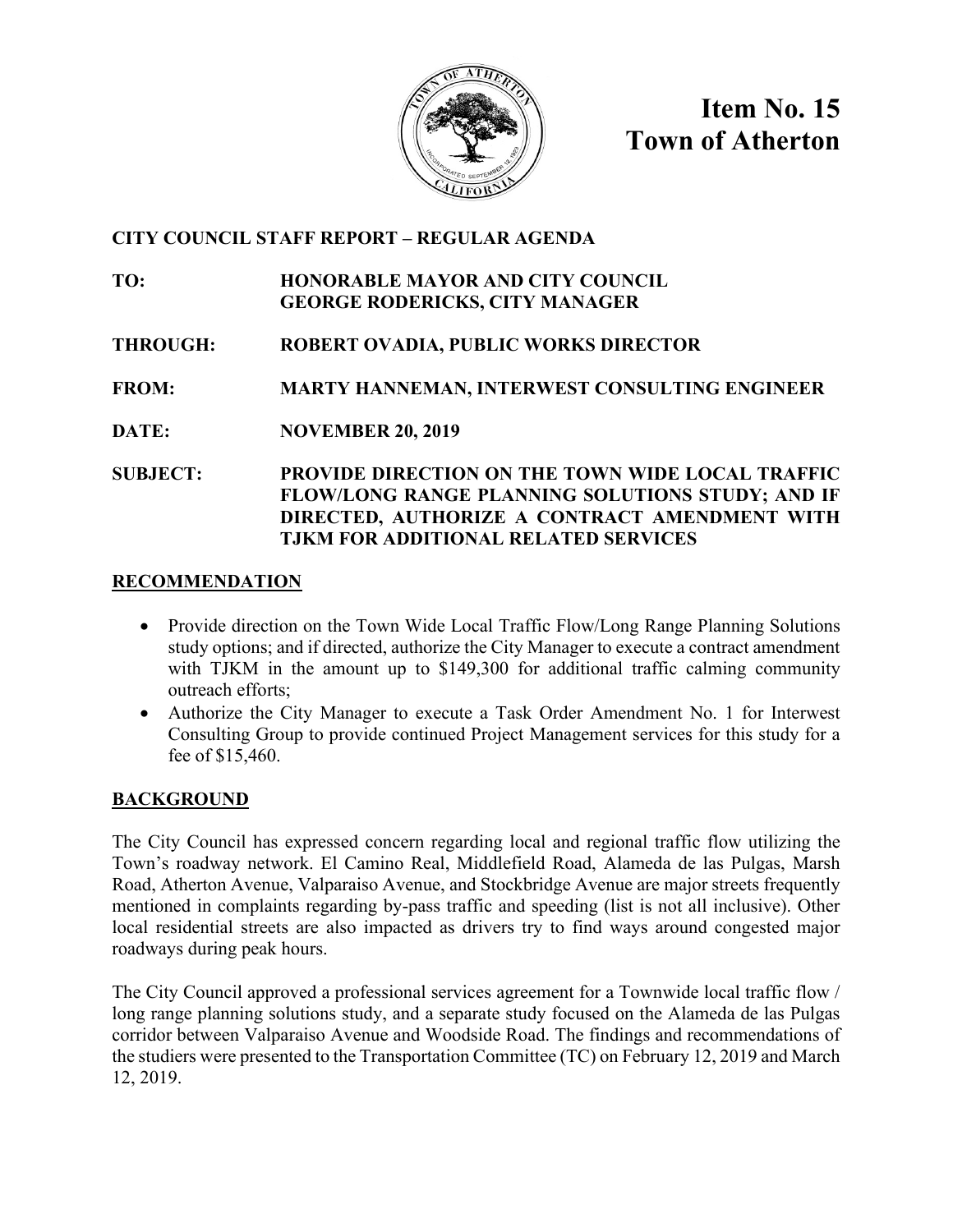# Item No. 15
# Town of Atherton

**CITY COUNCIL STAFF REPORT – REGULAR AGENDA**

**TO:** HONORABLE MAYOR AND CITY COUNCIL
GEORGE RODERICKS, CITY MANAGER

**THROUGH:** ROBERT OVADIA, PUBLIC WORKS DIRECTOR

**FROM:** MARTY HANNEMAN, INTERWEST CONSULTING ENGINEER

**DATE:** NOVEMBER 20, 2019

**SUBJECT:** PROVIDE DIRECTION ON THE TOWN WIDE LOCAL TRAFFIC FLOW/LONG RANGE PLANNING SOLUTIONS STUDY; AND IF DIRECTED, AUTHORIZE A CONTRACT AMENDMENT WITH TJKM FOR ADDITIONAL RELATED SERVICES

## RECOMMENDATION

- Provide direction on the Town Wide Local Traffic Flow/Long Range Planning Solutions study options; and if directed, authorize the City Manager to execute a contract amendment with TJKM in the amount up to $149,300 for additional traffic calming community outreach efforts;
- Authorize the City Manager to execute a Task Order Amendment No. 1 for Interwest Consulting Group to provide continued Project Management services for this study for a fee of $15,460.

## BACKGROUND

The City Council has expressed concern regarding local and regional traffic flow utilizing the Town's roadway network. El Camino Real, Middlefield Road, Alameda de las Pulgas, Marsh Road, Atherton Avenue, Valparaiso Avenue, and Stockbridge Avenue are major streets frequently mentioned in complaints regarding by-pass traffic and speeding (list is not all inclusive). Other local residential streets are also impacted as drivers try to find ways around congested major roadways during peak hours.

The City Council approved a professional services agreement for a Townwide local traffic flow / long range planning solutions study, and a separate study focused on the Alameda de las Pulgas corridor between Valparaiso Avenue and Woodside Road. The findings and recommendations of the studiers were presented to the Transportation Committee (TC) on February 12, 2019 and March 12, 2019.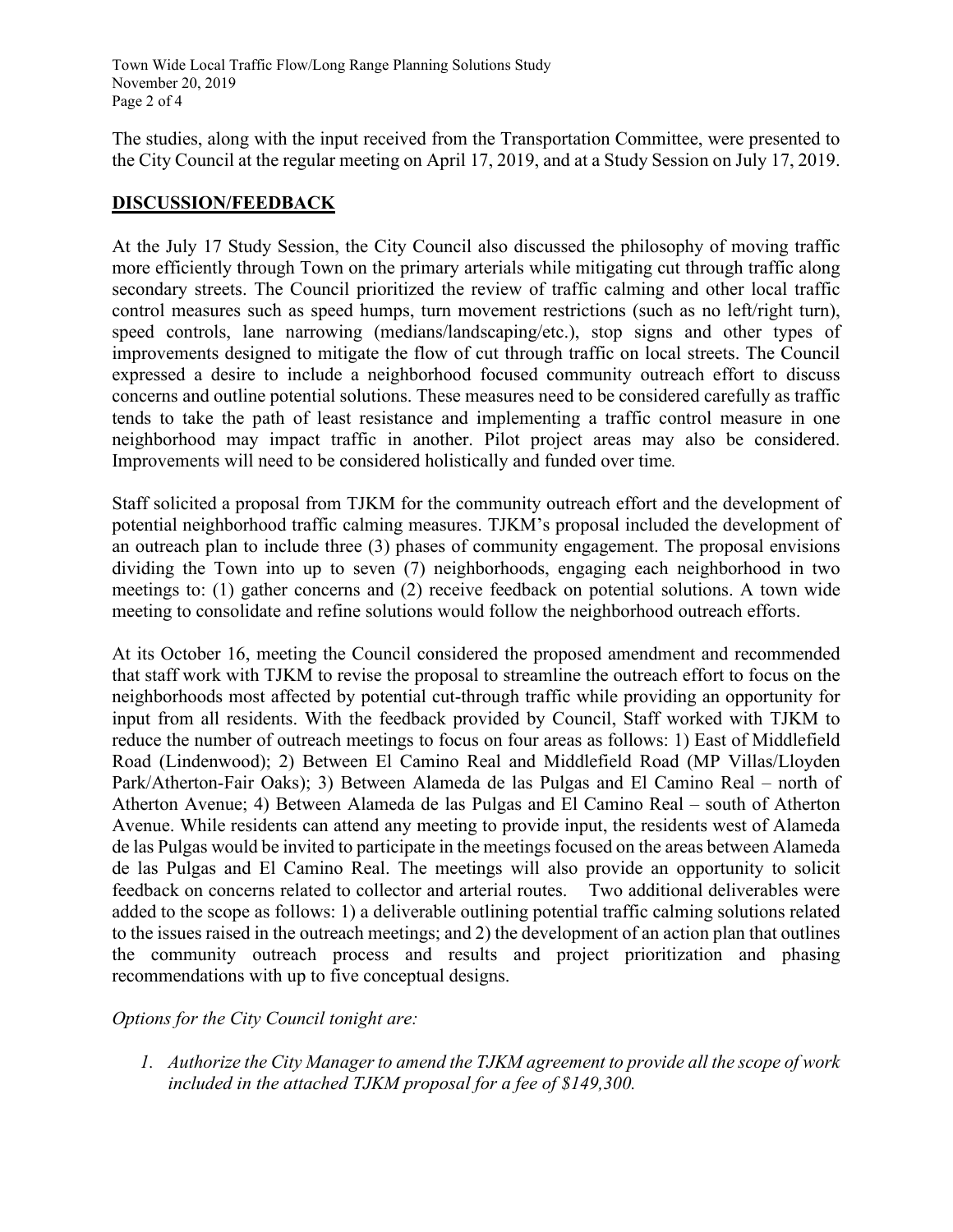The studies, along with the input received from the Transportation Committee, were presented to the City Council at the regular meeting on April 17, 2019, and at a Study Session on July 17, 2019.

## **DISCUSSION/FEEDBACK**

At the July 17 Study Session, the City Council also discussed the philosophy of moving traffic more efficiently through Town on the primary arterials while mitigating cut through traffic along secondary streets. The Council prioritized the review of traffic calming and other local traffic control measures such as speed humps, turn movement restrictions (such as no left/right turn), speed controls, lane narrowing (medians/landscaping/etc.), stop signs and other types of improvements designed to mitigate the flow of cut through traffic on local streets. The Council expressed a desire to include a neighborhood focused community outreach effort to discuss concerns and outline potential solutions. These measures need to be considered carefully as traffic tends to take the path of least resistance and implementing a traffic control measure in one neighborhood may impact traffic in another. Pilot project areas may also be considered. Improvements will need to be considered holistically and funded over time.

Staff solicited a proposal from TJKM for the community outreach effort and the development of potential neighborhood traffic calming measures. TJKM's proposal included the development of an outreach plan to include three (3) phases of community engagement. The proposal envisions dividing the Town into up to seven (7) neighborhoods, engaging each neighborhood in two meetings to: (1) gather concerns and (2) receive feedback on potential solutions. A town wide meeting to consolidate and refine solutions would follow the neighborhood outreach efforts.

At its October 16, meeting the Council considered the proposed amendment and recommended that staff work with TJKM to revise the proposal to streamline the outreach effort to focus on the neighborhoods most affected by potential cut-through traffic while providing an opportunity for input from all residents. With the feedback provided by Council, Staff worked with TJKM to reduce the number of outreach meetings to focus on four areas as follows: 1) East of Middlefield Road (Lindenwood); 2) Between El Camino Real and Middlefield Road (MP Villas/Lloyden Park/Atherton-Fair Oaks); 3) Between Alameda de las Pulgas and El Camino Real – north of Atherton Avenue; 4) Between Alameda de las Pulgas and El Camino Real – south of Atherton Avenue. While residents can attend any meeting to provide input, the residents west of Alameda de las Pulgas would be invited to participate in the meetings focused on the areas between Alameda de las Pulgas and El Camino Real. The meetings will also provide an opportunity to solicit feedback on concerns related to collector and arterial routes. Two additional deliverables were added to the scope as follows: 1) a deliverable outlining potential traffic calming solutions related to the issues raised in the outreach meetings; and 2) the development of an action plan that outlines the community outreach process and results and project prioritization and phasing recommendations with up to five conceptual designs.

*Options for the City Council tonight are:*

1. *Authorize the City Manager to amend the TJKM agreement to provide all the scope of work included in the attached TJKM proposal for a fee of $149,300.*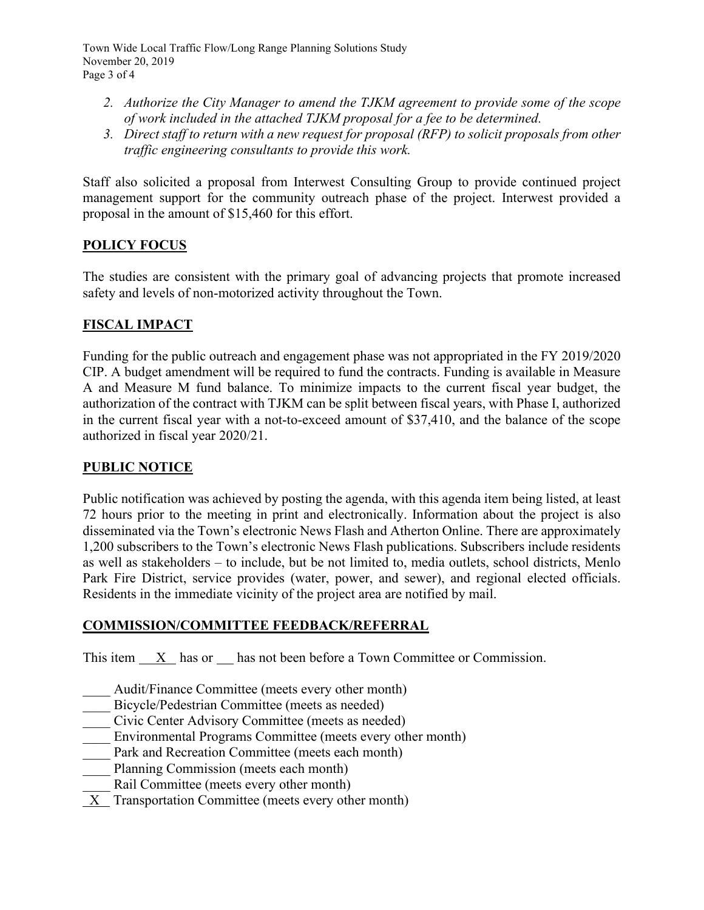2. *Authorize the City Manager to amend the TJKM agreement to provide some of the scope of work included in the attached TJKM proposal for a fee to be determined.*
3. *Direct staff to return with a new request for proposal (RFP) to solicit proposals from other traffic engineering consultants to provide this work.*

Staff also solicited a proposal from Interwest Consulting Group to provide continued project management support for the community outreach phase of the project. Interwest provided a proposal in the amount of $15,460 for this effort.

## POLICY FOCUS

The studies are consistent with the primary goal of advancing projects that promote increased safety and levels of non-motorized activity throughout the Town.

## FISCAL IMPACT

Funding for the public outreach and engagement phase was not appropriated in the FY 2019/2020 CIP. A budget amendment will be required to fund the contracts. Funding is available in Measure A and Measure M fund balance. To minimize impacts to the current fiscal year budget, the authorization of the contract with TJKM can be split between fiscal years, with Phase I, authorized in the current fiscal year with a not-to-exceed amount of $37,410, and the balance of the scope authorized in fiscal year 2020/21.

## PUBLIC NOTICE

Public notification was achieved by posting the agenda, with this agenda item being listed, at least 72 hours prior to the meeting in print and electronically. Information about the project is also disseminated via the Town's electronic News Flash and Atherton Online. There are approximately 1,200 subscribers to the Town's electronic News Flash publications. Subscribers include residents as well as stakeholders – to include, but be not limited to, media outlets, school districts, Menlo Park Fire District, service provides (water, power, and sewer), and regional elected officials. Residents in the immediate vicinity of the project area are notified by mail.

## COMMISSION/COMMITTEE FEEDBACK/REFERRAL

This item \_\_X\_\_ has or \_\_ has not been before a Town Committee or Commission.

\_\_\_\_ Audit/Finance Committee (meets every other month)
\_\_\_\_ Bicycle/Pedestrian Committee (meets as needed)
\_\_\_\_ Civic Center Advisory Committee (meets as needed)
\_\_\_\_ Environmental Programs Committee (meets every other month)
\_\_\_\_ Park and Recreation Committee (meets each month)
\_\_\_\_ Planning Commission (meets each month)
\_\_\_\_ Rail Committee (meets every other month)
\_X\_\_ Transportation Committee (meets every other month)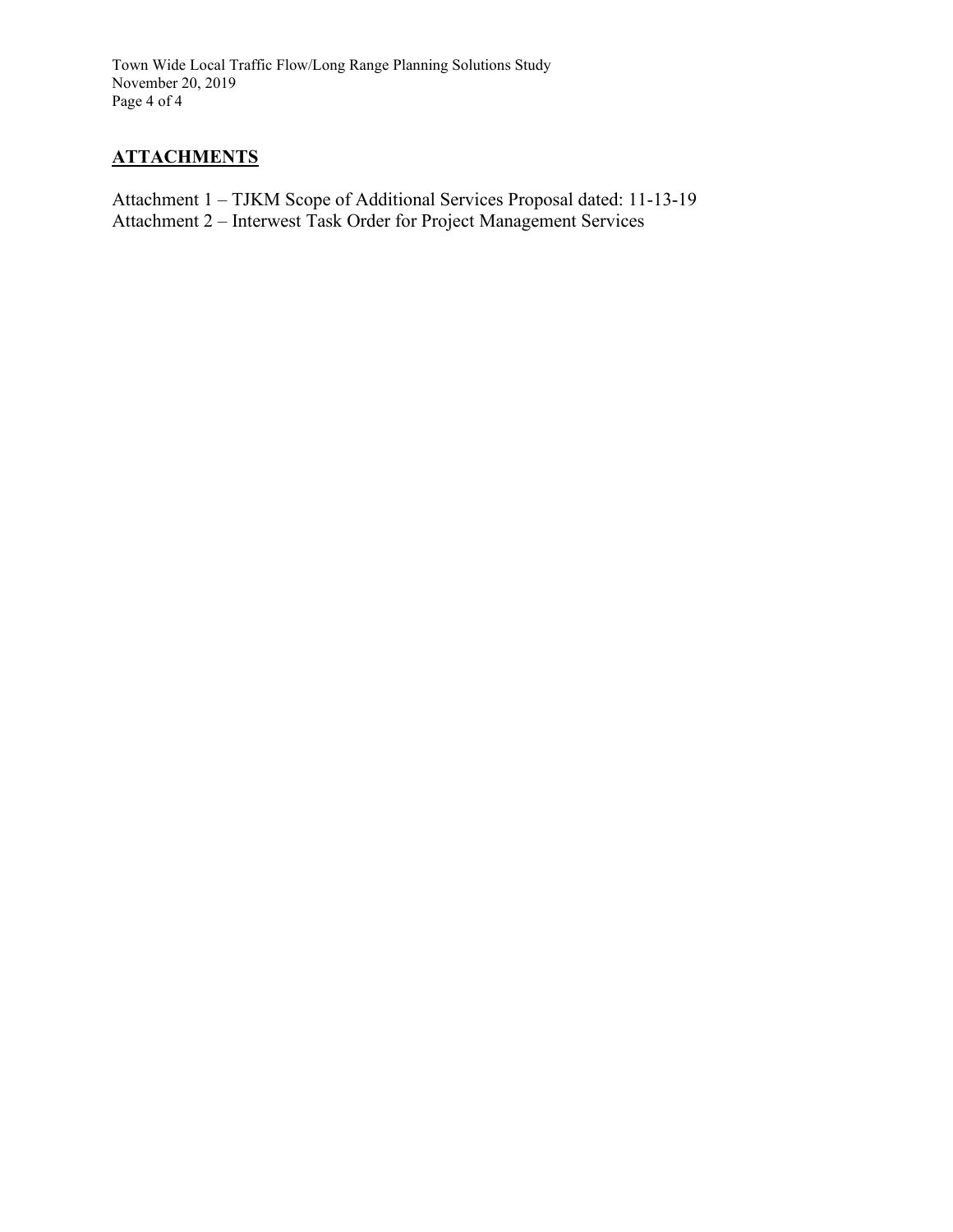## **ATTACHMENTS**

Attachment 1 – TJKM Scope of Additional Services Proposal dated: 11-13-19
Attachment 2 – Interwest Task Order for Project Management Services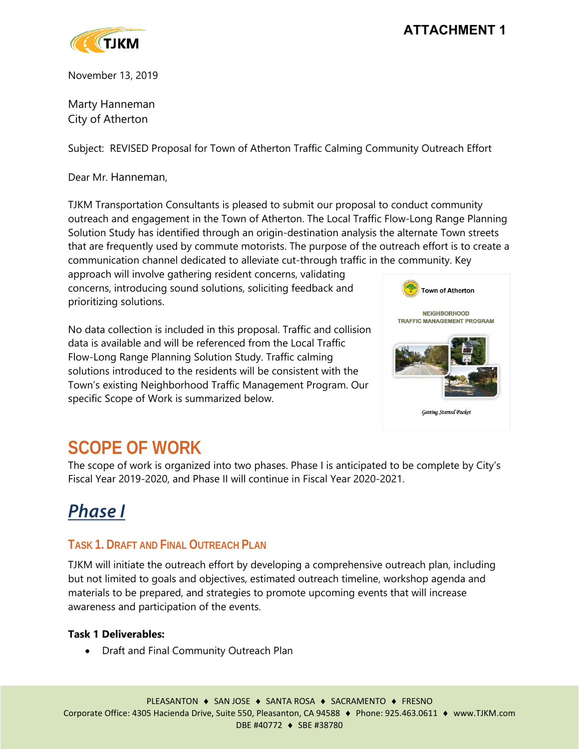**ATTACHMENT 1**

November 13, 2019

Marty Hanneman
City of Atherton

Subject: REVISED Proposal for Town of Atherton Traffic Calming Community Outreach Effort

Dear Mr. Hanneman,

TJKM Transportation Consultants is pleased to submit our proposal to conduct community outreach and engagement in the Town of Atherton. The Local Traffic Flow-Long Range Planning Solution Study has identified through an origin-destination analysis the alternate Town streets that are frequently used by commute motorists. The purpose of the outreach effort is to create a communication channel dedicated to alleviate cut-through traffic in the community. Key approach will involve gathering resident concerns, validating concerns, introducing sound solutions, soliciting feedback and prioritizing solutions.

No data collection is included in this proposal. Traffic and collision data is available and will be referenced from the Local Traffic Flow-Long Range Planning Solution Study. Traffic calming solutions introduced to the residents will be consistent with the Town's existing Neighborhood Traffic Management Program. Our specific Scope of Work is summarized below.

Town of Atherton

NEIGHBORHOOD TRAFFIC MANAGEMENT PROGRAM

*Getting Started Packet*

# SCOPE OF WORK

The scope of work is organized into two phases. Phase I is anticipated to be complete by City's Fiscal Year 2019-2020, and Phase II will continue in Fiscal Year 2020-2021.

## *Phase I*

### TASK 1. DRAFT AND FINAL OUTREACH PLAN

TJKM will initiate the outreach effort by developing a comprehensive outreach plan, including but not limited to goals and objectives, estimated outreach timeline, workshop agenda and materials to be prepared, and strategies to promote upcoming events that will increase awareness and participation of the events.

**Task 1 Deliverables:**

- Draft and Final Community Outreach Plan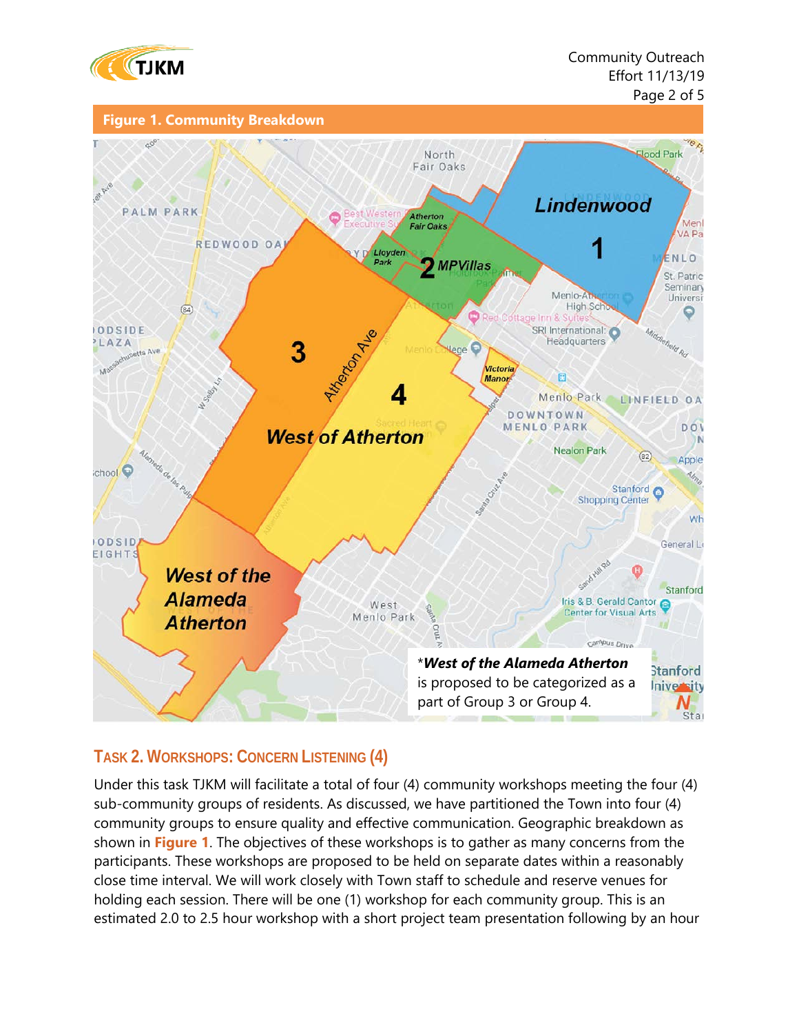**Figure 1. Community Breakdown**

*West of the Alameda Atherton is proposed to be categorized as a part of Group 3 or Group 4.

## TASK 2. WORKSHOPS: CONCERN LISTENING (4)

Under this task TJKM will facilitate a total of four (4) community workshops meeting the four (4) sub-community groups of residents. As discussed, we have partitioned the Town into four (4) community groups to ensure quality and effective communication. Geographic breakdown as shown in **Figure 1**. The objectives of these workshops is to gather as many concerns from the participants. These workshops are proposed to be held on separate dates within a reasonably close time interval. We will work closely with Town staff to schedule and reserve venues for holding each session. There will be one (1) workshop for each community group. This is an estimated 2.0 to 2.5 hour workshop with a short project team presentation following by an hour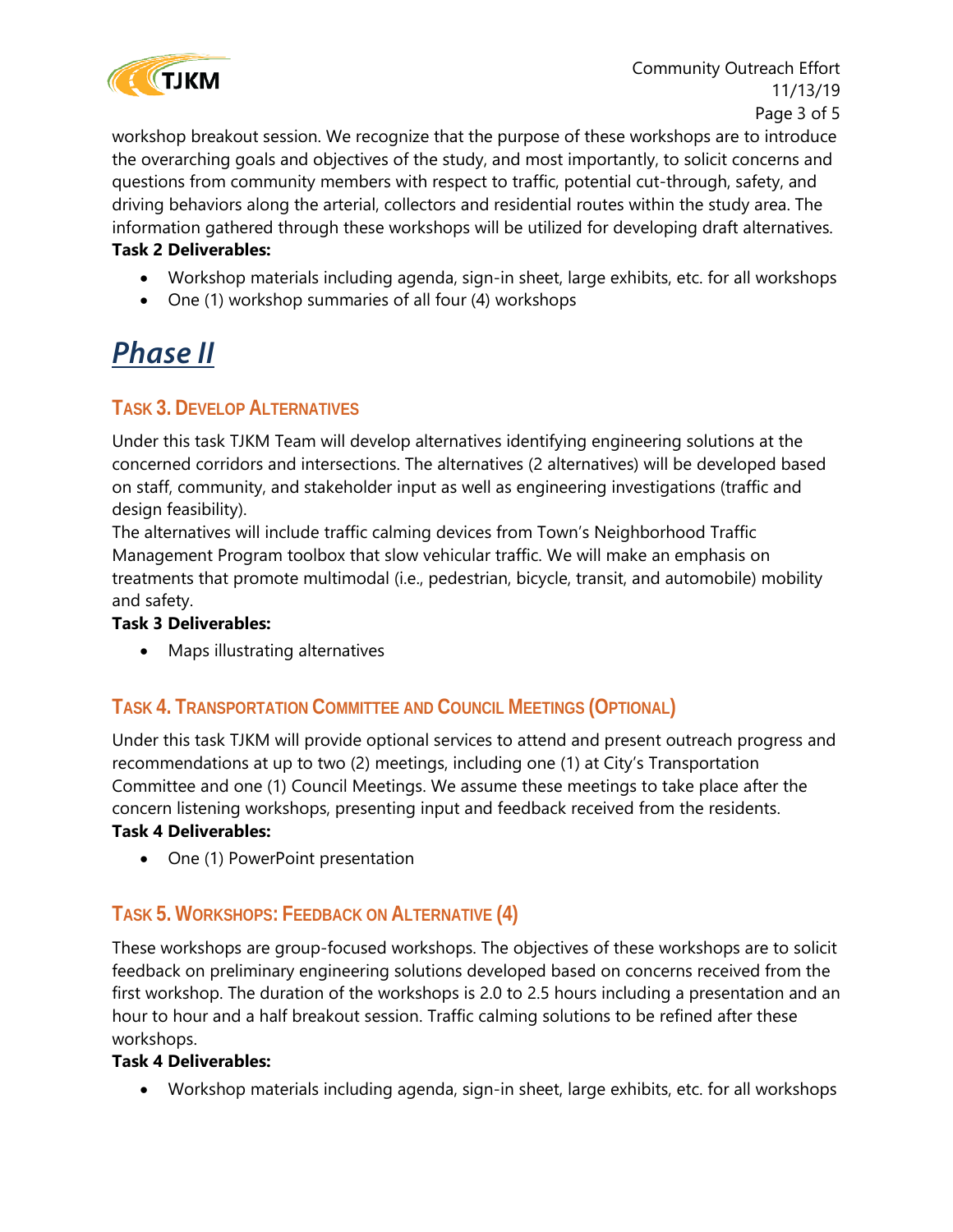workshop breakout session. We recognize that the purpose of these workshops are to introduce the overarching goals and objectives of the study, and most importantly, to solicit concerns and questions from community members with respect to traffic, potential cut-through, safety, and driving behaviors along the arterial, collectors and residential routes within the study area. The information gathered through these workshops will be utilized for developing draft alternatives.

**Task 2 Deliverables:**

- Workshop materials including agenda, sign-in sheet, large exhibits, etc. for all workshops
- One (1) workshop summaries of all four (4) workshops

# *Phase II*

## TASK 3. DEVELOP ALTERNATIVES

Under this task TJKM Team will develop alternatives identifying engineering solutions at the concerned corridors and intersections. The alternatives (2 alternatives) will be developed based on staff, community, and stakeholder input as well as engineering investigations (traffic and design feasibility).

The alternatives will include traffic calming devices from Town's Neighborhood Traffic Management Program toolbox that slow vehicular traffic. We will make an emphasis on treatments that promote multimodal (i.e., pedestrian, bicycle, transit, and automobile) mobility and safety.

**Task 3 Deliverables:**

- Maps illustrating alternatives

## TASK 4. TRANSPORTATION COMMITTEE AND COUNCIL MEETINGS (OPTIONAL)

Under this task TJKM will provide optional services to attend and present outreach progress and recommendations at up to two (2) meetings, including one (1) at City's Transportation Committee and one (1) Council Meetings. We assume these meetings to take place after the concern listening workshops, presenting input and feedback received from the residents.

**Task 4 Deliverables:**

- One (1) PowerPoint presentation

## TASK 5. WORKSHOPS: FEEDBACK ON ALTERNATIVE (4)

These workshops are group-focused workshops. The objectives of these workshops are to solicit feedback on preliminary engineering solutions developed based on concerns received from the first workshop. The duration of the workshops is 2.0 to 2.5 hours including a presentation and an hour to hour and a half breakout session. Traffic calming solutions to be refined after these workshops.

**Task 4 Deliverables:**

- Workshop materials including agenda, sign-in sheet, large exhibits, etc. for all workshops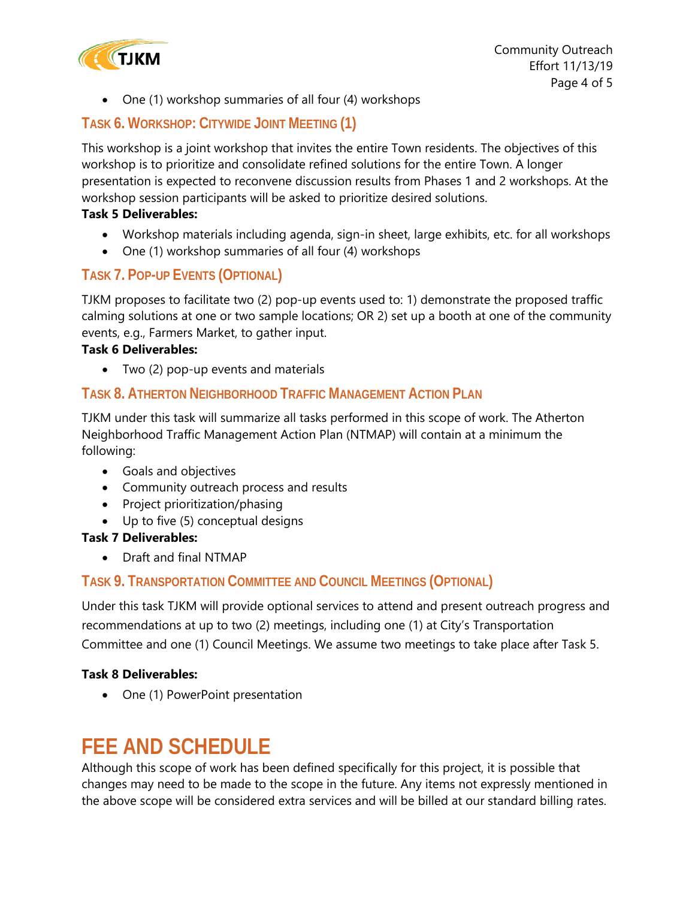- One (1) workshop summaries of all four (4) workshops

## Task 6. Workshop: Citywide Joint Meeting (1)

This workshop is a joint workshop that invites the entire Town residents. The objectives of this workshop is to prioritize and consolidate refined solutions for the entire Town. A longer presentation is expected to reconvene discussion results from Phases 1 and 2 workshops. At the workshop session participants will be asked to prioritize desired solutions.

**Task 5 Deliverables:**

- Workshop materials including agenda, sign-in sheet, large exhibits, etc. for all workshops
- One (1) workshop summaries of all four (4) workshops

## Task 7. Pop-up Events (Optional)

TJKM proposes to facilitate two (2) pop-up events used to: 1) demonstrate the proposed traffic calming solutions at one or two sample locations; OR 2) set up a booth at one of the community events, e.g., Farmers Market, to gather input.

**Task 6 Deliverables:**

- Two (2) pop-up events and materials

## Task 8. Atherton Neighborhood Traffic Management Action Plan

TJKM under this task will summarize all tasks performed in this scope of work. The Atherton Neighborhood Traffic Management Action Plan (NTMAP) will contain at a minimum the following:

- Goals and objectives
- Community outreach process and results
- Project prioritization/phasing
- Up to five (5) conceptual designs

**Task 7 Deliverables:**

- Draft and final NTMAP

## Task 9. Transportation Committee and Council Meetings (Optional)

Under this task TJKM will provide optional services to attend and present outreach progress and recommendations at up to two (2) meetings, including one (1) at City's Transportation Committee and one (1) Council Meetings. We assume two meetings to take place after Task 5.

**Task 8 Deliverables:**

- One (1) PowerPoint presentation

# FEE AND SCHEDULE

Although this scope of work has been defined specifically for this project, it is possible that changes may need to be made to the scope in the future. Any items not expressly mentioned in the above scope will be considered extra services and will be billed at our standard billing rates.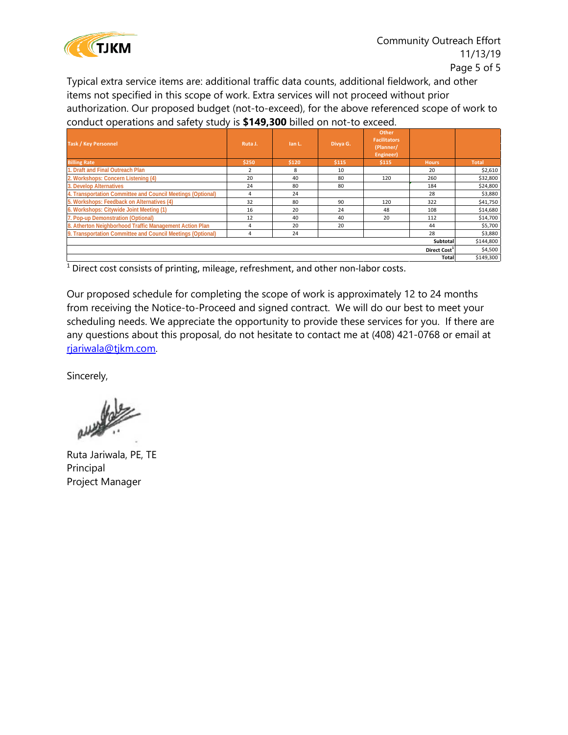Typical extra service items are: additional traffic data counts, additional fieldwork, and other items not specified in this scope of work. Extra services will not proceed without prior authorization. Our proposed budget (not-to-exceed), for the above referenced scope of work to conduct operations and safety study is **$149,300** billed on not-to exceed.

| Task / Key Personnel | Ruta J. | Ian L. | Divya G. | Other Facilitators (Planner/ Engineer) | | |
|---|---|---|---|---|---|---|
| Billing Rate | $250 | $120 | $115 | $115 | Hours | Total |
| 1. Draft and Final Outreach Plan | 2 | 8 | 10 | | 20 | $2,610 |
| 2. Workshops: Concern Listening (4) | 20 | 40 | 80 | 120 | 260 | $32,800 |
| 3. Develop Alternatives | 24 | 80 | 80 | | 184 | $24,800 |
| 4. Transportation Committee and Council Meetings (Optional) | 4 | 24 | | | 28 | $3,880 |
| 5. Workshops: Feedback on Alternatives (4) | 32 | 80 | 90 | 120 | 322 | $41,750 |
| 6. Workshops: Citywide Joint Meeting (1) | 16 | 20 | 24 | 48 | 108 | $14,680 |
| 7. Pop-up Demonstration (Optional) | 12 | 40 | 40 | 20 | 112 | $14,700 |
| 8. Atherton Neighborhood Traffic Management Action Plan | 4 | 20 | 20 | | 44 | $5,700 |
| 9. Transportation Committee and Council Meetings (Optional) | 4 | 24 | | | 28 | $3,880 |
| | | | | | Subtotal | $144,800 |
| | | | | | Direct Cost[1] | $4,500 |
| | | | | | Total | $149,300 |

[1] Direct cost consists of printing, mileage, refreshment, and other non-labor costs.

Our proposed schedule for completing the scope of work is approximately 12 to 24 months from receiving the Notice-to-Proceed and signed contract. We will do our best to meet your scheduling needs. We appreciate the opportunity to provide these services for you. If there are any questions about this proposal, do not hesitate to contact me at (408) 421-0768 or email at rjariwala@tjkm.com.

Sincerely,

Ruta Jariwala, PE, TE  
Principal  
Project Manager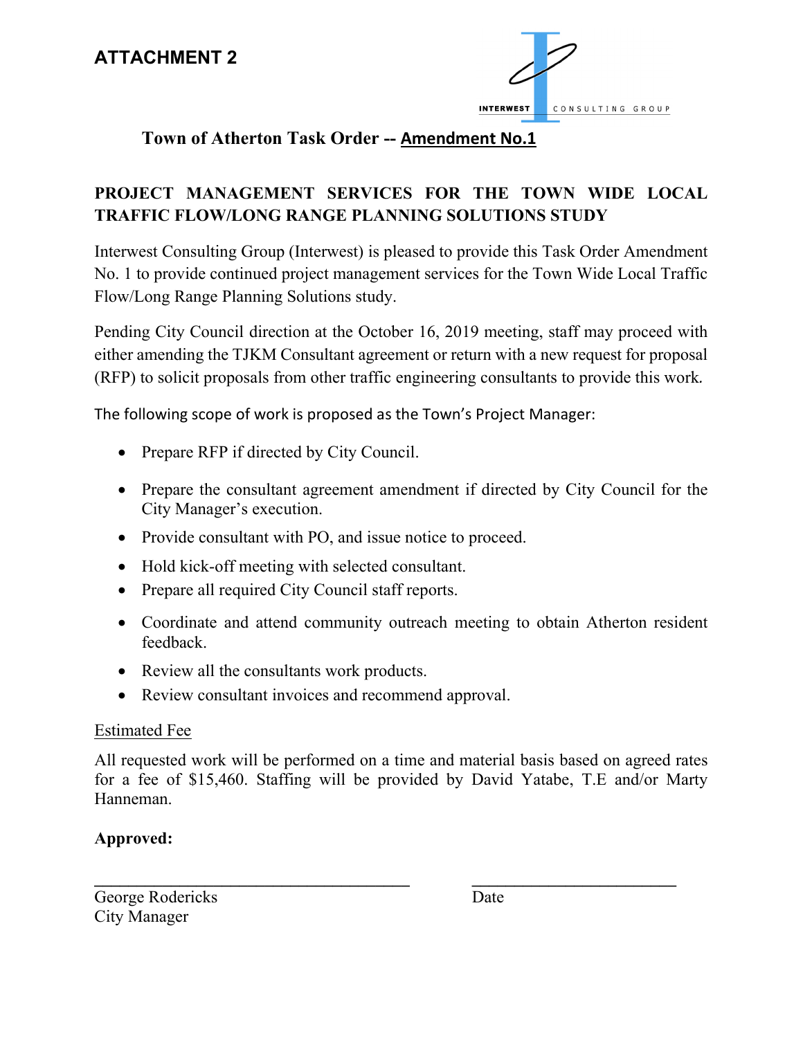**ATTACHMENT 2**

INTERWEST CONSULTING GROUP

**Town of Atherton Task Order -- Amendment No.1**

**PROJECT MANAGEMENT SERVICES FOR THE TOWN WIDE LOCAL TRAFFIC FLOW/LONG RANGE PLANNING SOLUTIONS STUDY**

Interwest Consulting Group (Interwest) is pleased to provide this Task Order Amendment No. 1 to provide continued project management services for the Town Wide Local Traffic Flow/Long Range Planning Solutions study.

Pending City Council direction at the October 16, 2019 meeting, staff may proceed with either amending the TJKM Consultant agreement or return with a new request for proposal (RFP) to solicit proposals from other traffic engineering consultants to provide this work.

The following scope of work is proposed as the Town's Project Manager:

- Prepare RFP if directed by City Council.
- Prepare the consultant agreement amendment if directed by City Council for the City Manager's execution.
- Provide consultant with PO, and issue notice to proceed.
- Hold kick-off meeting with selected consultant.
- Prepare all required City Council staff reports.
- Coordinate and attend community outreach meeting to obtain Atherton resident feedback.
- Review all the consultants work products.
- Review consultant invoices and recommend approval.

Estimated Fee

All requested work will be performed on a time and material basis based on agreed rates for a fee of $15,460. Staffing will be provided by David Yatabe, T.E and/or Marty Hanneman.

**Approved:**

\_\_\_\_\_\_\_\_\_\_\_\_\_\_\_\_\_\_\_\_\_\_\_\_\_\_\_\_\_\_\_\_\_\_\_\_\_ \_\_\_\_\_\_\_\_\_\_\_\_\_\_\_\_\_\_\_\_\_\_\_\_

George Rodericks Date
City Manager